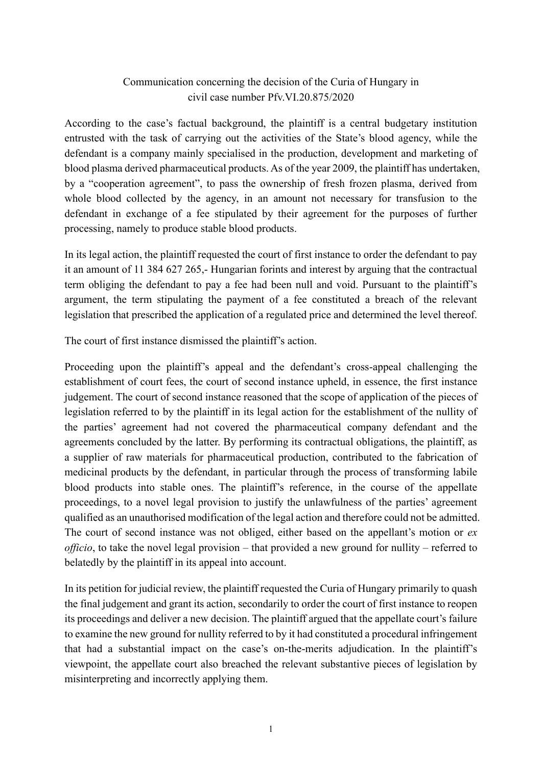Communication concerning the decision of the Curia of Hungary in civil case number Pfv.VI.20.875/2020

According to the case's factual background, the plaintiff is a central budgetary institution entrusted with the task of carrying out the activities of the State's blood agency, while the defendant is a company mainly specialised in the production, development and marketing of blood plasma derived pharmaceutical products. As of the year 2009, the plaintiff has undertaken, by a "cooperation agreement", to pass the ownership of fresh frozen plasma, derived from whole blood collected by the agency, in an amount not necessary for transfusion to the defendant in exchange of a fee stipulated by their agreement for the purposes of further processing, namely to produce stable blood products.

In its legal action, the plaintiff requested the court of first instance to order the defendant to pay it an amount of 11 384 627 265,- Hungarian forints and interest by arguing that the contractual term obliging the defendant to pay a fee had been null and void. Pursuant to the plaintiff's argument, the term stipulating the payment of a fee constituted a breach of the relevant legislation that prescribed the application of a regulated price and determined the level thereof.

The court of first instance dismissed the plaintiff's action.

Proceeding upon the plaintiff's appeal and the defendant's cross-appeal challenging the establishment of court fees, the court of second instance upheld, in essence, the first instance judgement. The court of second instance reasoned that the scope of application of the pieces of legislation referred to by the plaintiff in its legal action for the establishment of the nullity of the parties' agreement had not covered the pharmaceutical company defendant and the agreements concluded by the latter. By performing its contractual obligations, the plaintiff, as a supplier of raw materials for pharmaceutical production, contributed to the fabrication of medicinal products by the defendant, in particular through the process of transforming labile blood products into stable ones. The plaintiff's reference, in the course of the appellate proceedings, to a novel legal provision to justify the unlawfulness of the parties' agreement qualified as an unauthorised modification of the legal action and therefore could not be admitted. The court of second instance was not obliged, either based on the appellant's motion or *ex officio*, to take the novel legal provision – that provided a new ground for nullity – referred to belatedly by the plaintiff in its appeal into account.

In its petition for judicial review, the plaintiff requested the Curia of Hungary primarily to quash the final judgement and grant its action, secondarily to order the court of first instance to reopen its proceedings and deliver a new decision. The plaintiff argued that the appellate court's failure to examine the new ground for nullity referred to by it had constituted a procedural infringement that had a substantial impact on the case's on-the-merits adjudication. In the plaintiff's viewpoint, the appellate court also breached the relevant substantive pieces of legislation by misinterpreting and incorrectly applying them.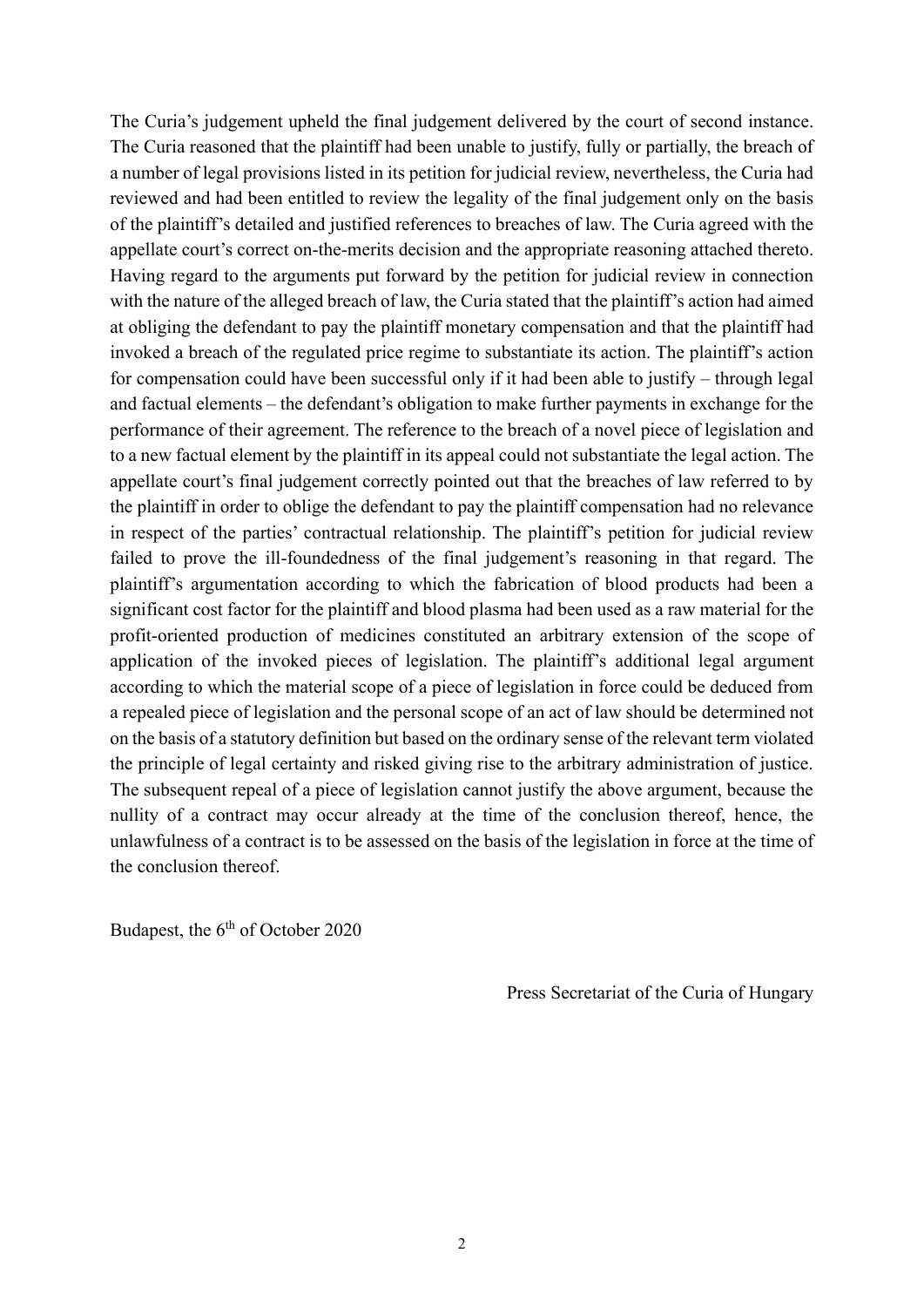The Curia's judgement upheld the final judgement delivered by the court of second instance. The Curia reasoned that the plaintiff had been unable to justify, fully or partially, the breach of a number of legal provisions listed in its petition for judicial review, nevertheless, the Curia had reviewed and had been entitled to review the legality of the final judgement only on the basis of the plaintiff's detailed and justified references to breaches of law. The Curia agreed with the appellate court's correct on-the-merits decision and the appropriate reasoning attached thereto. Having regard to the arguments put forward by the petition for judicial review in connection with the nature of the alleged breach of law, the Curia stated that the plaintiff's action had aimed at obliging the defendant to pay the plaintiff monetary compensation and that the plaintiff had invoked a breach of the regulated price regime to substantiate its action. The plaintiff's action for compensation could have been successful only if it had been able to justify – through legal and factual elements – the defendant's obligation to make further payments in exchange for the performance of their agreement. The reference to the breach of a novel piece of legislation and to a new factual element by the plaintiff in its appeal could not substantiate the legal action. The appellate court's final judgement correctly pointed out that the breaches of law referred to by the plaintiff in order to oblige the defendant to pay the plaintiff compensation had no relevance in respect of the parties' contractual relationship. The plaintiff's petition for judicial review failed to prove the ill-foundedness of the final judgement's reasoning in that regard. The plaintiff's argumentation according to which the fabrication of blood products had been a significant cost factor for the plaintiff and blood plasma had been used as a raw material for the profit-oriented production of medicines constituted an arbitrary extension of the scope of application of the invoked pieces of legislation. The plaintiff's additional legal argument according to which the material scope of a piece of legislation in force could be deduced from a repealed piece of legislation and the personal scope of an act of law should be determined not on the basis of a statutory definition but based on the ordinary sense of the relevant term violated the principle of legal certainty and risked giving rise to the arbitrary administration of justice. The subsequent repeal of a piece of legislation cannot justify the above argument, because the nullity of a contract may occur already at the time of the conclusion thereof, hence, the unlawfulness of a contract is to be assessed on the basis of the legislation in force at the time of the conclusion thereof.

Budapest, the 6th of October 2020

Press Secretariat of the Curia of Hungary